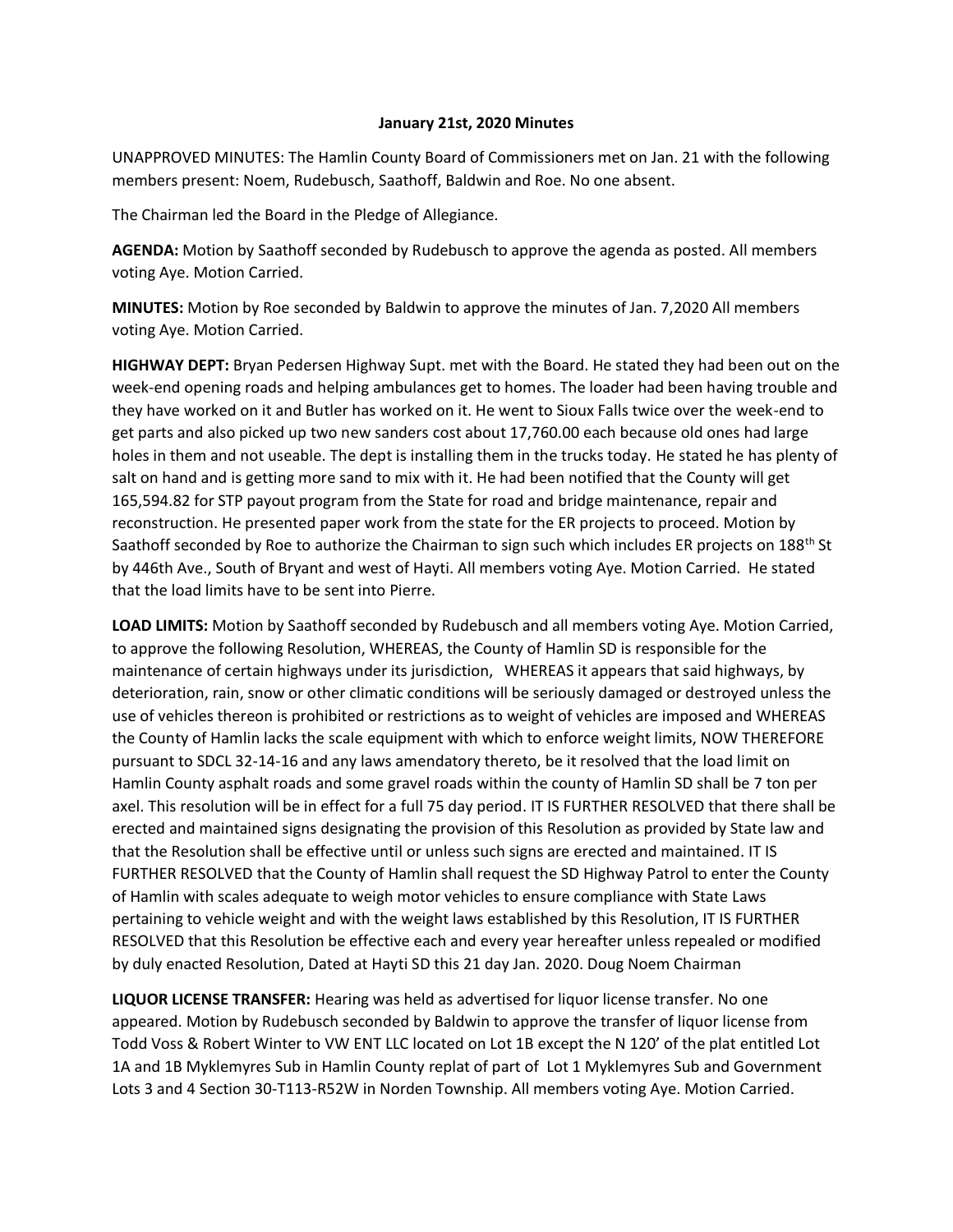**January 21st, 2020 Minutes**

UNAPPROVED MINUTES: The Hamlin County Board of Commissioners met on Jan. 21 with the following members present: Noem, Rudebusch, Saathoff, Baldwin and Roe. No one absent.

The Chairman led the Board in the Pledge of Allegiance.

**AGENDA:** Motion by Saathoff seconded by Rudebusch to approve the agenda as posted. All members voting Aye. Motion Carried.

**MINUTES:** Motion by Roe seconded by Baldwin to approve the minutes of Jan. 7,2020 All members voting Aye. Motion Carried.

**HIGHWAY DEPT:** Bryan Pedersen Highway Supt. met with the Board. He stated they had been out on the week-end opening roads and helping ambulances get to homes. The loader had been having trouble and they have worked on it and Butler has worked on it. He went to Sioux Falls twice over the week-end to get parts and also picked up two new sanders cost about 17,760.00 each because old ones had large holes in them and not useable. The dept is installing them in the trucks today. He stated he has plenty of salt on hand and is getting more sand to mix with it. He had been notified that the County will get 165,594.82 for STP payout program from the State for road and bridge maintenance, repair and reconstruction. He presented paper work from the state for the ER projects to proceed. Motion by Saathoff seconded by Roe to authorize the Chairman to sign such which includes ER projects on 188th St by 446th Ave., South of Bryant and west of Hayti. All members voting Aye. Motion Carried. He stated that the load limits have to be sent into Pierre.

**LOAD LIMITS:** Motion by Saathoff seconded by Rudebusch and all members voting Aye. Motion Carried, to approve the following Resolution, WHEREAS, the County of Hamlin SD is responsible for the maintenance of certain highways under its jurisdiction, WHEREAS it appears that said highways, by deterioration, rain, snow or other climatic conditions will be seriously damaged or destroyed unless the use of vehicles thereon is prohibited or restrictions as to weight of vehicles are imposed and WHEREAS the County of Hamlin lacks the scale equipment with which to enforce weight limits, NOW THEREFORE pursuant to SDCL 32-14-16 and any laws amendatory thereto, be it resolved that the load limit on Hamlin County asphalt roads and some gravel roads within the county of Hamlin SD shall be 7 ton per axel. This resolution will be in effect for a full 75 day period. IT IS FURTHER RESOLVED that there shall be erected and maintained signs designating the provision of this Resolution as provided by State law and that the Resolution shall be effective until or unless such signs are erected and maintained. IT IS FURTHER RESOLVED that the County of Hamlin shall request the SD Highway Patrol to enter the County of Hamlin with scales adequate to weigh motor vehicles to ensure compliance with State Laws pertaining to vehicle weight and with the weight laws established by this Resolution, IT IS FURTHER RESOLVED that this Resolution be effective each and every year hereafter unless repealed or modified by duly enacted Resolution, Dated at Hayti SD this 21 day Jan. 2020. Doug Noem Chairman

**LIQUOR LICENSE TRANSFER:** Hearing was held as advertised for liquor license transfer. No one appeared. Motion by Rudebusch seconded by Baldwin to approve the transfer of liquor license from Todd Voss & Robert Winter to VW ENT LLC located on Lot 1B except the N 120' of the plat entitled Lot 1A and 1B Myklemyres Sub in Hamlin County replat of part of Lot 1 Myklemyres Sub and Government Lots 3 and 4 Section 30-T113-R52W in Norden Township. All members voting Aye. Motion Carried.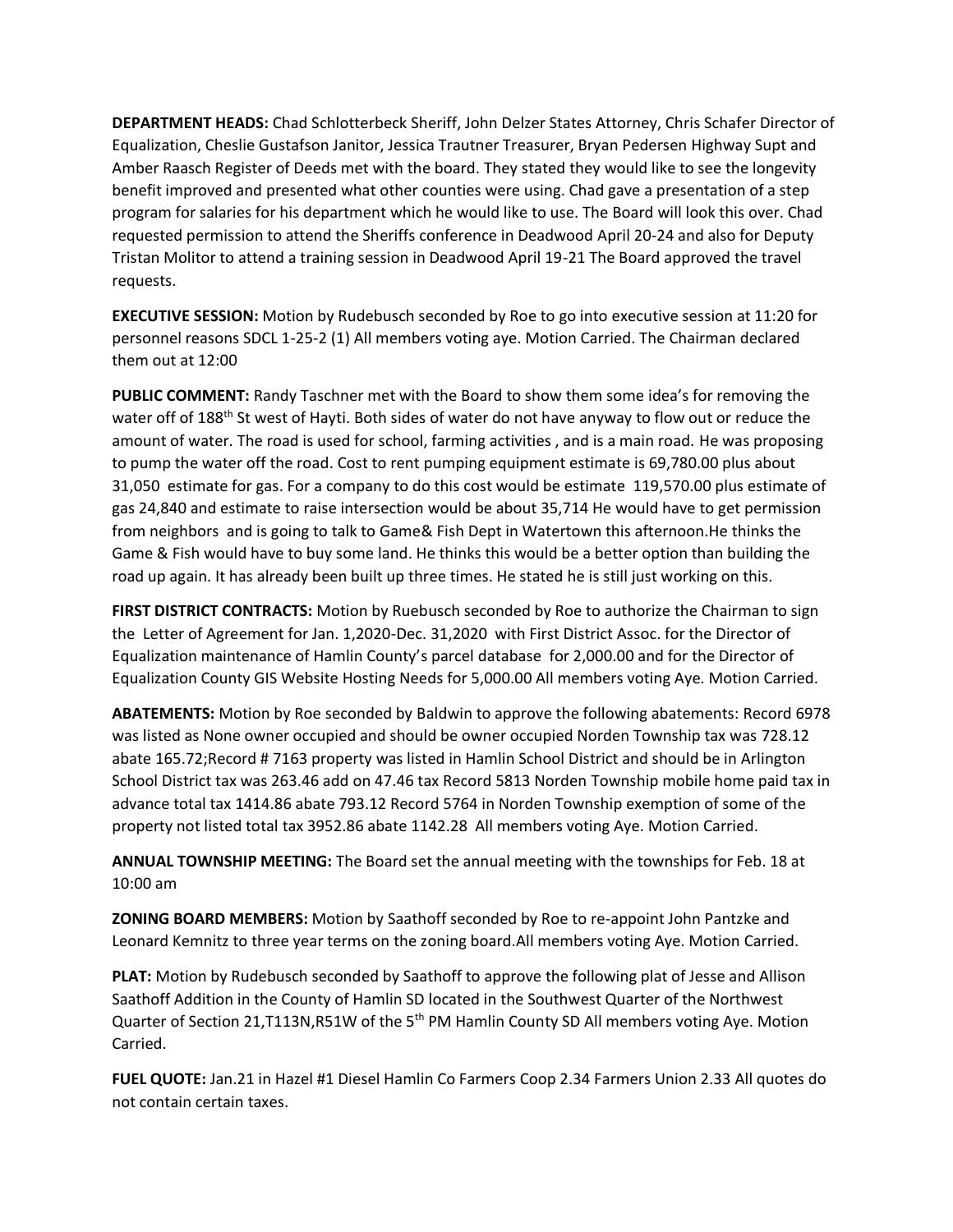**DEPARTMENT HEADS:** Chad Schlotterbeck Sheriff, John Delzer States Attorney, Chris Schafer Director of Equalization, Cheslie Gustafson Janitor, Jessica Trautner Treasurer, Bryan Pedersen Highway Supt and Amber Raasch Register of Deeds met with the board. They stated they would like to see the longevity benefit improved and presented what other counties were using. Chad gave a presentation of a step program for salaries for his department which he would like to use. The Board will look this over. Chad requested permission to attend the Sheriffs conference in Deadwood April 20-24 and also for Deputy Tristan Molitor to attend a training session in Deadwood April 19-21 The Board approved the travel requests.

**EXECUTIVE SESSION:** Motion by Rudebusch seconded by Roe to go into executive session at 11:20 for personnel reasons SDCL 1-25-2 (1) All members voting aye. Motion Carried. The Chairman declared them out at 12:00

**PUBLIC COMMENT:** Randy Taschner met with the Board to show them some idea's for removing the water off of 188th St west of Hayti. Both sides of water do not have anyway to flow out or reduce the amount of water. The road is used for school, farming activities , and is a main road. He was proposing to pump the water off the road. Cost to rent pumping equipment estimate is 69,780.00 plus about 31,050 estimate for gas. For a company to do this cost would be estimate 119,570.00 plus estimate of gas 24,840 and estimate to raise intersection would be about 35,714 He would have to get permission from neighbors and is going to talk to Game& Fish Dept in Watertown this afternoon.He thinks the Game & Fish would have to buy some land. He thinks this would be a better option than building the road up again. It has already been built up three times. He stated he is still just working on this.

**FIRST DISTRICT CONTRACTS:** Motion by Ruebusch seconded by Roe to authorize the Chairman to sign the Letter of Agreement for Jan. 1,2020-Dec. 31,2020 with First District Assoc. for the Director of Equalization maintenance of Hamlin County's parcel database for 2,000.00 and for the Director of Equalization County GIS Website Hosting Needs for 5,000.00 All members voting Aye. Motion Carried.

**ABATEMENTS:** Motion by Roe seconded by Baldwin to approve the following abatements: Record 6978 was listed as None owner occupied and should be owner occupied Norden Township tax was 728.12 abate 165.72;Record # 7163 property was listed in Hamlin School District and should be in Arlington School District tax was 263.46 add on 47.46 tax Record 5813 Norden Township mobile home paid tax in advance total tax 1414.86 abate 793.12 Record 5764 in Norden Township exemption of some of the property not listed total tax 3952.86 abate 1142.28 All members voting Aye. Motion Carried.

**ANNUAL TOWNSHIP MEETING:** The Board set the annual meeting with the townships for Feb. 18 at 10:00 am

**ZONING BOARD MEMBERS:** Motion by Saathoff seconded by Roe to re-appoint John Pantzke and Leonard Kemnitz to three year terms on the zoning board.All members voting Aye. Motion Carried.

**PLAT:** Motion by Rudebusch seconded by Saathoff to approve the following plat of Jesse and Allison Saathoff Addition in the County of Hamlin SD located in the Southwest Quarter of the Northwest Quarter of Section 21,T113N,R51W of the 5th PM Hamlin County SD All members voting Aye. Motion Carried.

**FUEL QUOTE:** Jan.21 in Hazel #1 Diesel Hamlin Co Farmers Coop 2.34 Farmers Union 2.33 All quotes do not contain certain taxes.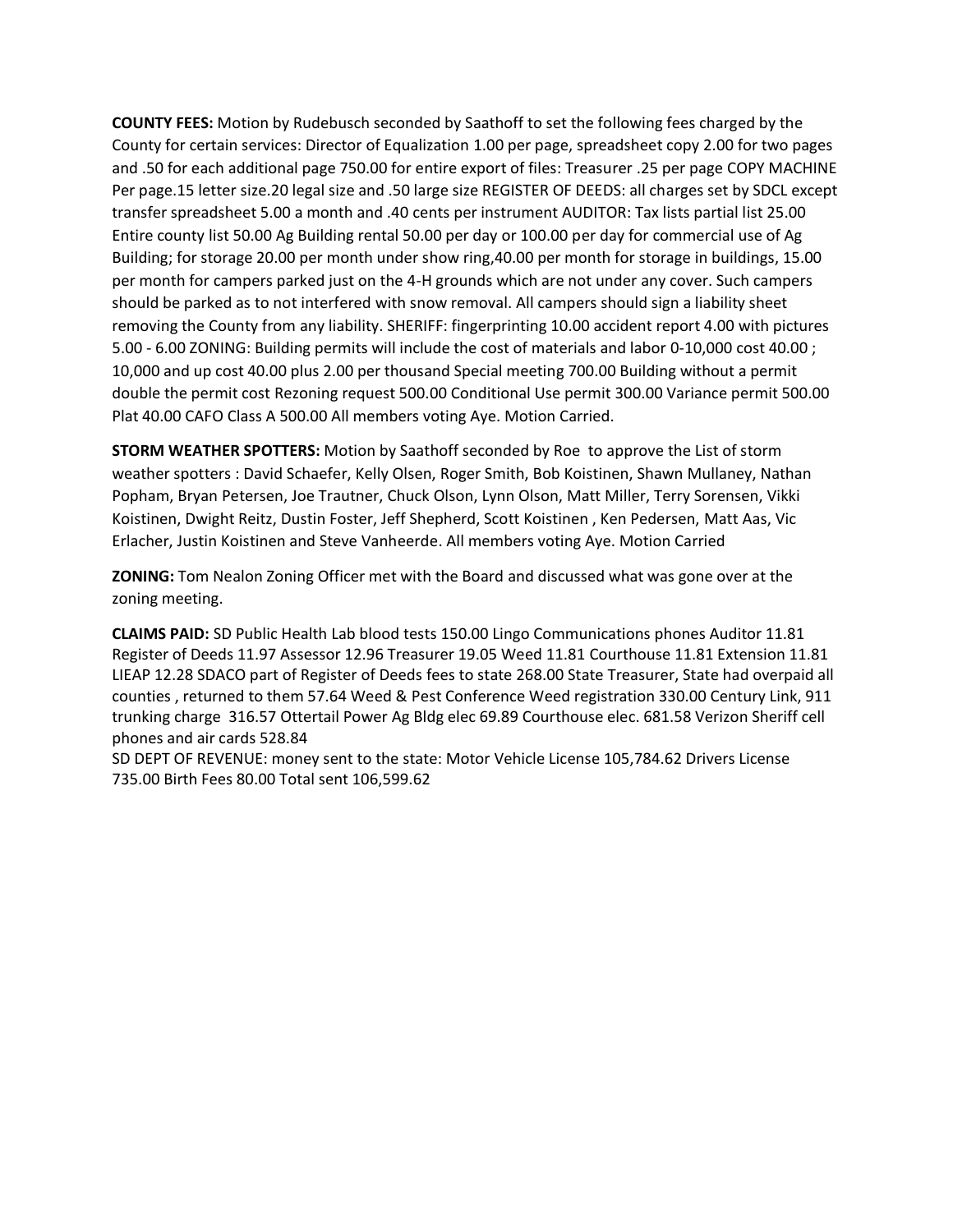**COUNTY FEES:** Motion by Rudebusch seconded by Saathoff to set the following fees charged by the County for certain services: Director of Equalization 1.00 per page, spreadsheet copy 2.00 for two pages and .50 for each additional page 750.00 for entire export of files: Treasurer .25 per page COPY MACHINE Per page.15 letter size.20 legal size and .50 large size REGISTER OF DEEDS: all charges set by SDCL except transfer spreadsheet 5.00 a month and .40 cents per instrument AUDITOR: Tax lists partial list 25.00 Entire county list 50.00 Ag Building rental 50.00 per day or 100.00 per day for commercial use of Ag Building; for storage 20.00 per month under show ring,40.00 per month for storage in buildings, 15.00 per month for campers parked just on the 4-H grounds which are not under any cover. Such campers should be parked as to not interfered with snow removal. All campers should sign a liability sheet removing the County from any liability. SHERIFF: fingerprinting 10.00 accident report 4.00 with pictures 5.00 - 6.00 ZONING: Building permits will include the cost of materials and labor 0-10,000 cost 40.00 ; 10,000 and up cost 40.00 plus 2.00 per thousand Special meeting 700.00 Building without a permit double the permit cost Rezoning request 500.00 Conditional Use permit 300.00 Variance permit 500.00 Plat 40.00 CAFO Class A 500.00 All members voting Aye. Motion Carried.

**STORM WEATHER SPOTTERS:** Motion by Saathoff seconded by Roe to approve the List of storm weather spotters : David Schaefer, Kelly Olsen, Roger Smith, Bob Koistinen, Shawn Mullaney, Nathan Popham, Bryan Petersen, Joe Trautner, Chuck Olson, Lynn Olson, Matt Miller, Terry Sorensen, Vikki Koistinen, Dwight Reitz, Dustin Foster, Jeff Shepherd, Scott Koistinen , Ken Pedersen, Matt Aas, Vic Erlacher, Justin Koistinen and Steve Vanheerde. All members voting Aye. Motion Carried

**ZONING:** Tom Nealon Zoning Officer met with the Board and discussed what was gone over at the zoning meeting.

**CLAIMS PAID:** SD Public Health Lab blood tests 150.00 Lingo Communications phones Auditor 11.81 Register of Deeds 11.97 Assessor 12.96 Treasurer 19.05 Weed 11.81 Courthouse 11.81 Extension 11.81 LIEAP 12.28 SDACO part of Register of Deeds fees to state 268.00 State Treasurer, State had overpaid all counties , returned to them 57.64 Weed & Pest Conference Weed registration 330.00 Century Link, 911 trunking charge 316.57 Ottertail Power Ag Bldg elec 69.89 Courthouse elec. 681.58 Verizon Sheriff cell phones and air cards 528.84

SD DEPT OF REVENUE: money sent to the state: Motor Vehicle License 105,784.62 Drivers License 735.00 Birth Fees 80.00 Total sent 106,599.62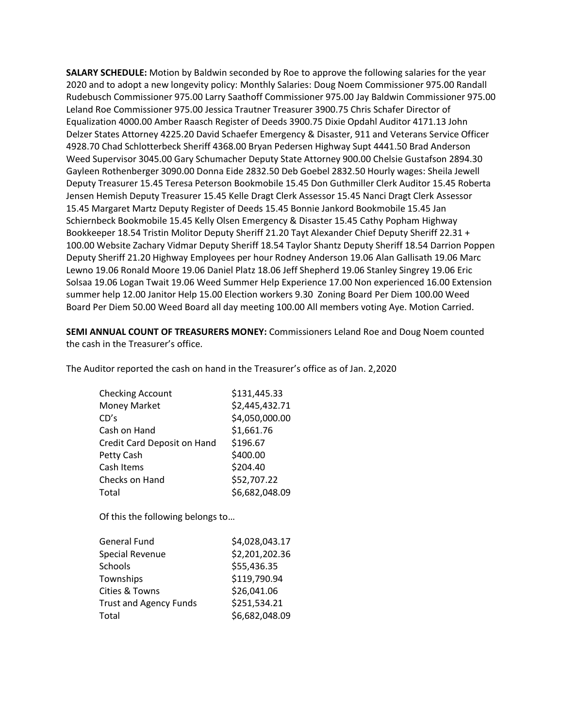**SALARY SCHEDULE:** Motion by Baldwin seconded by Roe to approve the following salaries for the year 2020 and to adopt a new longevity policy: Monthly Salaries: Doug Noem Commissioner 975.00 Randall Rudebusch Commissioner 975.00 Larry Saathoff Commissioner 975.00 Jay Baldwin Commissioner 975.00 Leland Roe Commissioner 975.00 Jessica Trautner Treasurer 3900.75 Chris Schafer Director of Equalization 4000.00 Amber Raasch Register of Deeds 3900.75 Dixie Opdahl Auditor 4171.13 John Delzer States Attorney 4225.20 David Schaefer Emergency & Disaster, 911 and Veterans Service Officer 4928.70 Chad Schlotterbeck Sheriff 4368.00 Bryan Pedersen Highway Supt 4441.50 Brad Anderson Weed Supervisor 3045.00 Gary Schumacher Deputy State Attorney 900.00 Chelsie Gustafson 2894.30 Gayleen Rothenberger 3090.00 Donna Eide 2832.50 Deb Goebel 2832.50 Hourly wages: Sheila Jewell Deputy Treasurer 15.45 Teresa Peterson Bookmobile 15.45 Don Guthmiller Clerk Auditor 15.45 Roberta Jensen Hemish Deputy Treasurer 15.45 Kelle Dragt Clerk Assessor 15.45 Nanci Dragt Clerk Assessor 15.45 Margaret Martz Deputy Register of Deeds 15.45 Bonnie Jankord Bookmobile 15.45 Jan Schiernbeck Bookmobile 15.45 Kelly Olsen Emergency & Disaster 15.45 Cathy Popham Highway Bookkeeper 18.54 Tristin Molitor Deputy Sheriff 21.20 Tayt Alexander Chief Deputy Sheriff 22.31 + 100.00 Website Zachary Vidmar Deputy Sheriff 18.54 Taylor Shantz Deputy Sheriff 18.54 Darrion Poppen Deputy Sheriff 21.20 Highway Employees per hour Rodney Anderson 19.06 Alan Gallisath 19.06 Marc Lewno 19.06 Ronald Moore 19.06 Daniel Platz 18.06 Jeff Shepherd 19.06 Stanley Singrey 19.06 Eric Solsaa 19.06 Logan Twait 19.06 Weed Summer Help Experience 17.00 Non experienced 16.00 Extension summer help 12.00 Janitor Help 15.00 Election workers 9.30 Zoning Board Per Diem 100.00 Weed Board Per Diem 50.00 Weed Board all day meeting 100.00 All members voting Aye. Motion Carried.

**SEMI ANNUAL COUNT OF TREASURERS MONEY:** Commissioners Leland Roe and Doug Noem counted the cash in the Treasurer's office.

The Auditor reported the cash on hand in the Treasurer's office as of Jan. 2,2020

| | |
|---|---|
| Checking Account | $131,445.33 |
| Money Market | $2,445,432.71 |
| CD's | $4,050,000.00 |
| Cash on Hand | $1,661.76 |
| Credit Card Deposit on Hand | $196.67 |
| Petty Cash | $400.00 |
| Cash Items | $204.40 |
| Checks on Hand | $52,707.22 |
| Total | $6,682,048.09 |

Of this the following belongs to…

| | |
|---|---|
| General Fund | $4,028,043.17 |
| Special Revenue | $2,201,202.36 |
| Schools | $55,436.35 |
| Townships | $119,790.94 |
| Cities & Towns | $26,041.06 |
| Trust and Agency Funds | $251,534.21 |
| Total | $6,682,048.09 |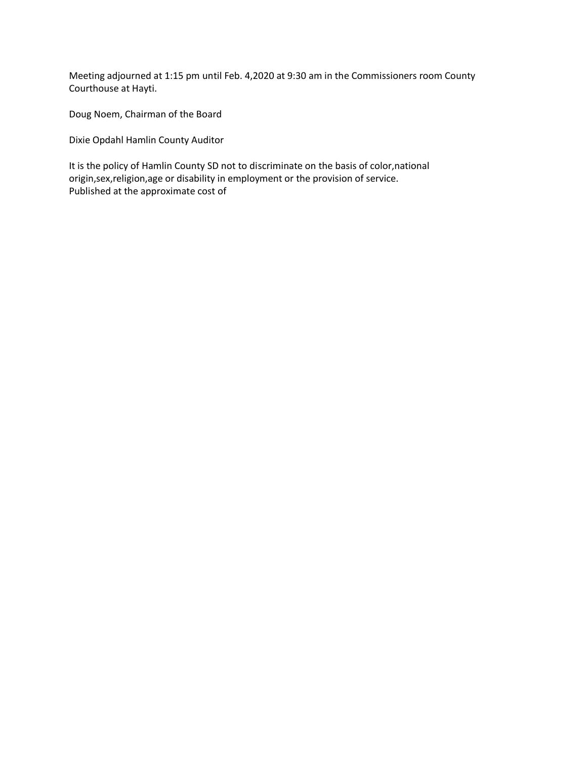Meeting adjourned at 1:15 pm until Feb. 4,2020 at 9:30 am in the Commissioners room County Courthouse at Hayti.

Doug Noem, Chairman of the Board

Dixie Opdahl Hamlin County Auditor

It is the policy of Hamlin County SD not to discriminate on the basis of color,national origin,sex,religion,age or disability in employment or the provision of service.
Published at the approximate cost of